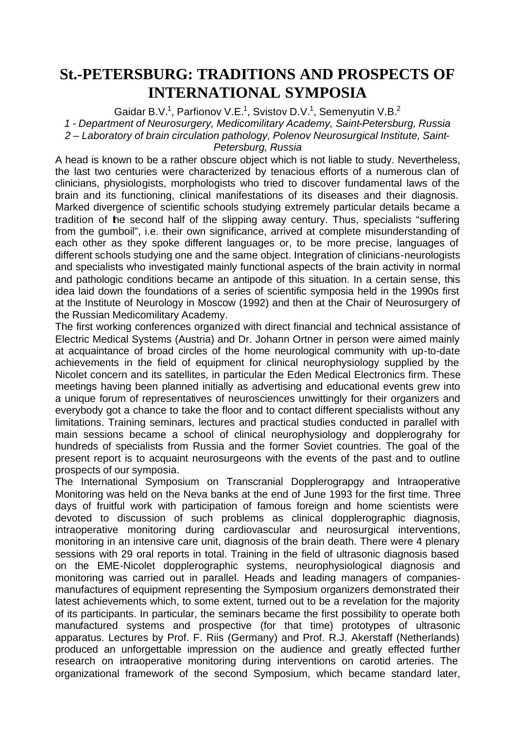# St.-PETERSBURG: TRADITIONS AND PROSPECTS OF INTERNATIONAL SYMPOSIA

Gaidar B.V.[1], Parfionov V.E.[1], Svistov D.V.[1], Semenyutin V.B.[2]

*1 - Department of Neurosurgery, Medicomilitary Academy, Saint-Petersburg, Russia*
*2 – Laboratory of brain circulation pathology, Polenov Neurosurgical Institute, Saint-Petersburg, Russia*

A head is known to be a rather obscure object which is not liable to study. Nevertheless, the last two centuries were characterized by tenacious efforts of a numerous clan of clinicians, physiologists, morphologists who tried to discover fundamental laws of the brain and its functioning, clinical manifestations of its diseases and their diagnosis. Marked divergence of scientific schools studying extremely particular details became a tradition of the second half of the slipping away century. Thus, specialists "suffering from the gumboil", i.e. their own significance, arrived at complete misunderstanding of each other as they spoke different languages or, to be more precise, languages of different schools studying one and the same object. Integration of clinicians-neurologists and specialists who investigated mainly functional aspects of the brain activity in normal and pathologic conditions became an antipode of this situation. In a certain sense, this idea laid down the foundations of a series of scientific symposia held in the 1990s first at the Institute of Neurology in Moscow (1992) and then at the Chair of Neurosurgery of the Russian Medicomilitary Academy.

The first working conferences organized with direct financial and technical assistance of Electric Medical Systems (Austria) and Dr. Johann Ortner in person were aimed mainly at acquaintance of broad circles of the home neurological community with up-to-date achievements in the field of equipment for clinical neurophysiology supplied by the Nicolet concern and its satellites, in particular the Eden Medical Electronics firm. These meetings having been planned initially as advertising and educational events grew into a unique forum of representatives of neurosciences unwittingly for their organizers and everybody got a chance to take the floor and to contact different specialists without any limitations. Training seminars, lectures and practical studies conducted in parallel with main sessions became a school of clinical neurophysiology and dopplerograhy for hundreds of specialists from Russia and the former Soviet countries. The goal of the present report is to acquaint neurosurgeons with the events of the past and to outline prospects of our symposia.

The International Symposium on Transcranial Dopplerograpgy and Intraoperative Monitoring was held on the Neva banks at the end of June 1993 for the first time. Three days of fruitful work with participation of famous foreign and home scientists were devoted to discussion of such problems as clinical dopplerographic diagnosis, intraoperative monitoring during cardiovascular and neurosurgical interventions, monitoring in an intensive care unit, diagnosis of the brain death. There were 4 plenary sessions with 29 oral reports in total. Training in the field of ultrasonic diagnosis based on the EME-Nicolet dopplerographic systems, neurophysiological diagnosis and monitoring was carried out in parallel. Heads and leading managers of companies-manufactures of equipment representing the Symposium organizers demonstrated their latest achievements which, to some extent, turned out to be a revelation for the majority of its participants. In particular, the seminars became the first possibility to operate both manufactured systems and prospective (for that time) prototypes of ultrasonic apparatus. Lectures by Prof. F. Riis (Germany) and Prof. R.J. Akerstaff (Netherlands) produced an unforgettable impression on the audience and greatly effected further research on intraoperative monitoring during interventions on carotid arteries. The organizational framework of the second Symposium, which became standard later,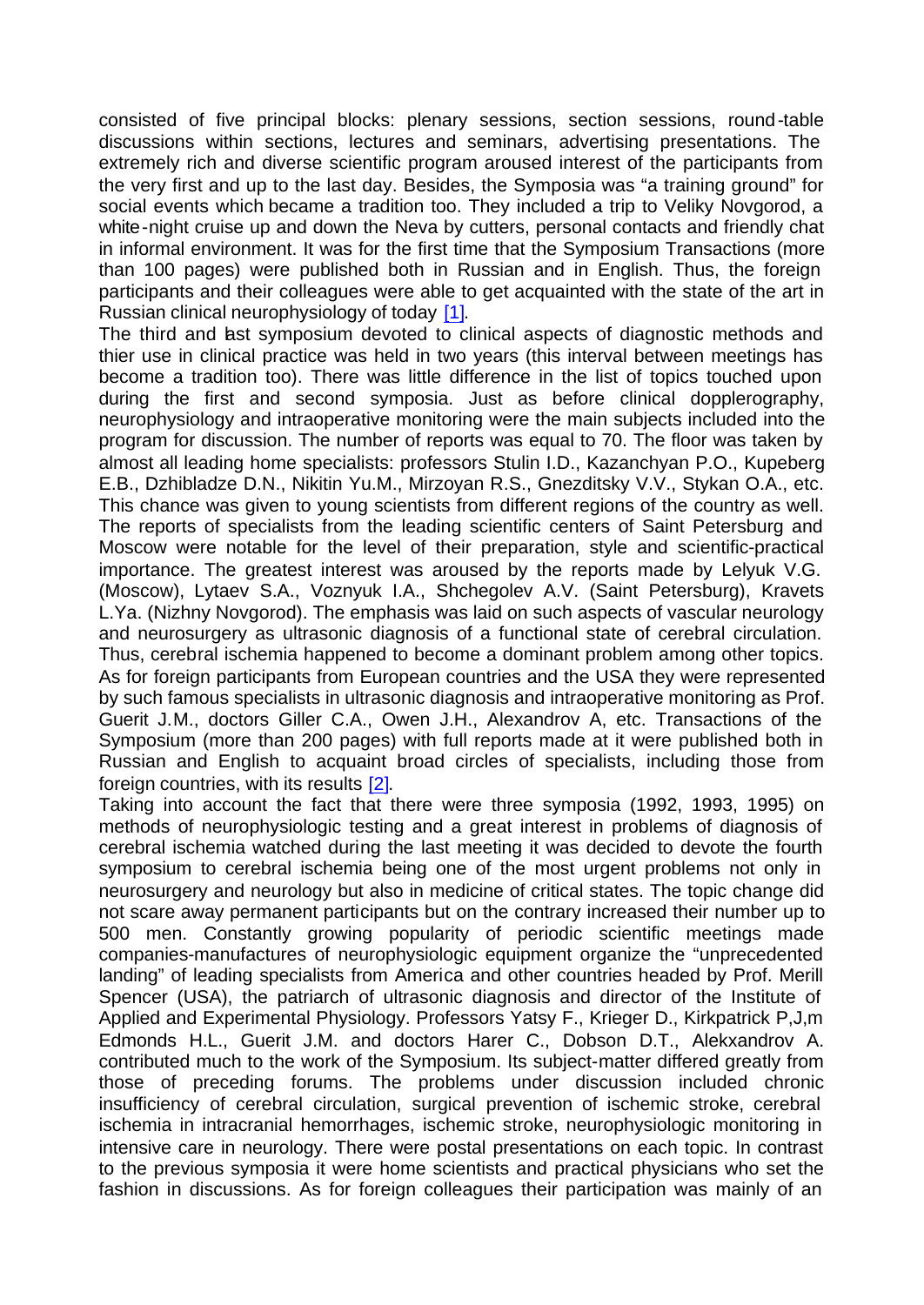consisted of five principal blocks: plenary sessions, section sessions, round-table discussions within sections, lectures and seminars, advertising presentations. The extremely rich and diverse scientific program aroused interest of the participants from the very first and up to the last day. Besides, the Symposia was "a training ground" for social events which became a tradition too. They included a trip to Veliky Novgorod, a white-night cruise up and down the Neva by cutters, personal contacts and friendly chat in informal environment. It was for the first time that the Symposium Transactions (more than 100 pages) were published both in Russian and in English. Thus, the foreign participants and their colleagues were able to get acquainted with the state of the art in Russian clinical neurophysiology of today [1].

The third and last symposium devoted to clinical aspects of diagnostic methods and thier use in clinical practice was held in two years (this interval between meetings has become a tradition too). There was little difference in the list of topics touched upon during the first and second symposia. Just as before clinical dopplerography, neurophysiology and intraoperative monitoring were the main subjects included into the program for discussion. The number of reports was equal to 70. The floor was taken by almost all leading home specialists: professors Stulin I.D., Kazanchyan P.O., Kupeberg E.B., Dzhibladze D.N., Nikitin Yu.M., Mirzoyan R.S., Gnezditsky V.V., Stykan O.A., etc. This chance was given to young scientists from different regions of the country as well. The reports of specialists from the leading scientific centers of Saint Petersburg and Moscow were notable for the level of their preparation, style and scientific-practical importance. The greatest interest was aroused by the reports made by Lelyuk V.G. (Moscow), Lytaev S.A., Voznyuk I.A., Shchegolev A.V. (Saint Petersburg), Kravets L.Ya. (Nizhny Novgorod). The emphasis was laid on such aspects of vascular neurology and neurosurgery as ultrasonic diagnosis of a functional state of cerebral circulation. Thus, cerebral ischemia happened to become a dominant problem among other topics. As for foreign participants from European countries and the USA they were represented by such famous specialists in ultrasonic diagnosis and intraoperative monitoring as Prof. Guerit J.M., doctors Giller C.A., Owen J.H., Alexandrov A, etc. Transactions of the Symposium (more than 200 pages) with full reports made at it were published both in Russian and English to acquaint broad circles of specialists, including those from foreign countries, with its results [2].

Taking into account the fact that there were three symposia (1992, 1993, 1995) on methods of neurophysiologic testing and a great interest in problems of diagnosis of cerebral ischemia watched during the last meeting it was decided to devote the fourth symposium to cerebral ischemia being one of the most urgent problems not only in neurosurgery and neurology but also in medicine of critical states. The topic change did not scare away permanent participants but on the contrary increased their number up to 500 men. Constantly growing popularity of periodic scientific meetings made companies-manufactures of neurophysiologic equipment organize the "unprecedented landing" of leading specialists from America and other countries headed by Prof. Merill Spencer (USA), the patriarch of ultrasonic diagnosis and director of the Institute of Applied and Experimental Physiology. Professors Yatsy F., Krieger D., Kirkpatrick P,J,m Edmonds H.L., Guerit J.M. and doctors Harer C., Dobson D.T., Alekxandrov A. contributed much to the work of the Symposium. Its subject-matter differed greatly from those of preceding forums. The problems under discussion included chronic insufficiency of cerebral circulation, surgical prevention of ischemic stroke, cerebral ischemia in intracranial hemorrhages, ischemic stroke, neurophysiologic monitoring in intensive care in neurology. There were postal presentations on each topic. In contrast to the previous symposia it were home scientists and practical physicians who set the fashion in discussions. As for foreign colleagues their participation was mainly of an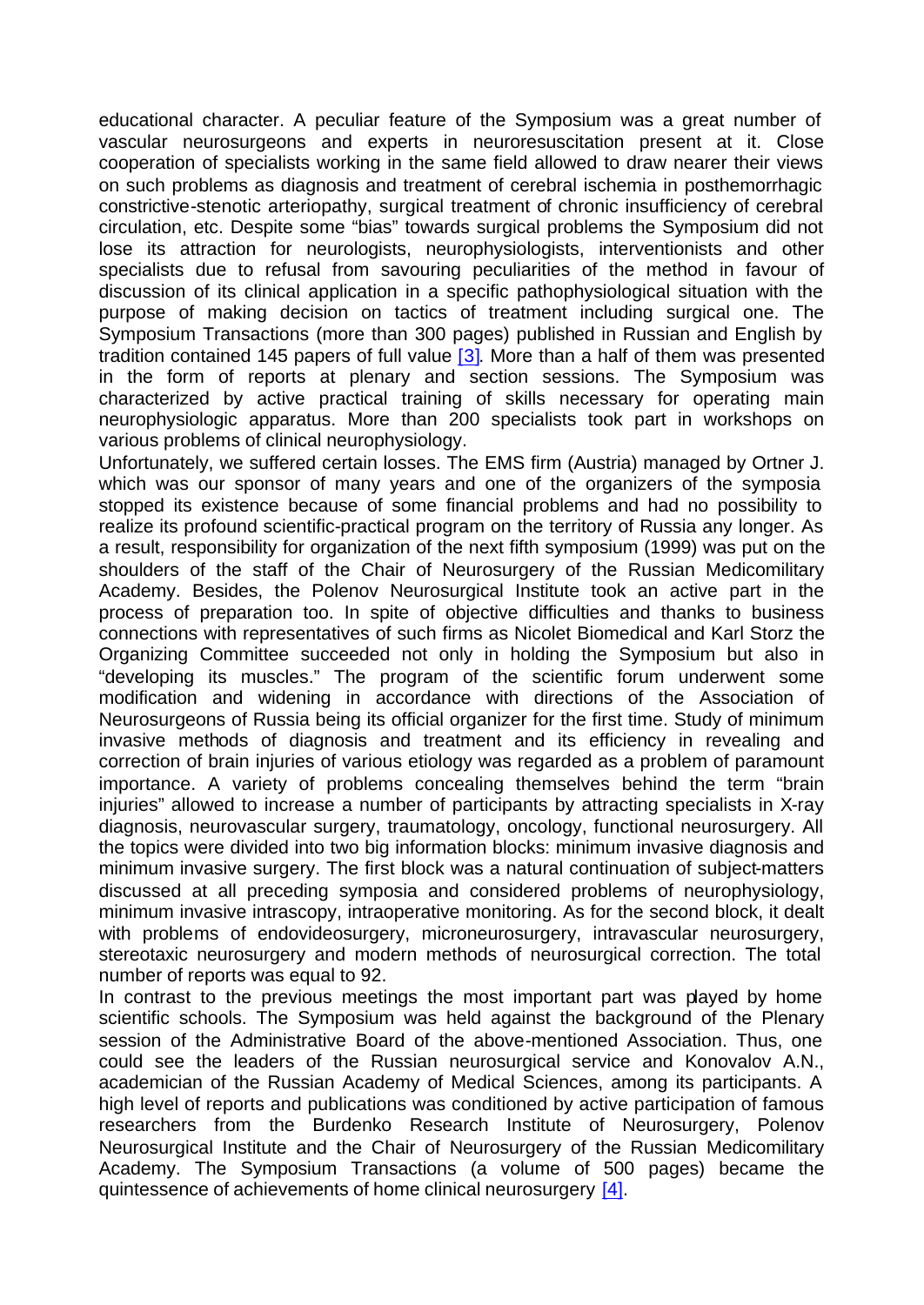educational character. A peculiar feature of the Symposium was a great number of vascular neurosurgeons and experts in neuroresuscitation present at it. Close cooperation of specialists working in the same field allowed to draw nearer their views on such problems as diagnosis and treatment of cerebral ischemia in posthemorrhagic constrictive-stenotic arteriopathy, surgical treatment of chronic insufficiency of cerebral circulation, etc. Despite some "bias" towards surgical problems the Symposium did not lose its attraction for neurologists, neurophysiologists, interventionists and other specialists due to refusal from savouring peculiarities of the method in favour of discussion of its clinical application in a specific pathophysiological situation with the purpose of making decision on tactics of treatment including surgical one. The Symposium Transactions (more than 300 pages) published in Russian and English by tradition contained 145 papers of full value [3]. More than a half of them was presented in the form of reports at plenary and section sessions. The Symposium was characterized by active practical training of skills necessary for operating main neurophysiologic apparatus. More than 200 specialists took part in workshops on various problems of clinical neurophysiology.

Unfortunately, we suffered certain losses. The EMS firm (Austria) managed by Ortner J. which was our sponsor of many years and one of the organizers of the symposia stopped its existence because of some financial problems and had no possibility to realize its profound scientific-practical program on the territory of Russia any longer. As a result, responsibility for organization of the next fifth symposium (1999) was put on the shoulders of the staff of the Chair of Neurosurgery of the Russian Medicomilitary Academy. Besides, the Polenov Neurosurgical Institute took an active part in the process of preparation too. In spite of objective difficulties and thanks to business connections with representatives of such firms as Nicolet Biomedical and Karl Storz the Organizing Committee succeeded not only in holding the Symposium but also in "developing its muscles." The program of the scientific forum underwent some modification and widening in accordance with directions of the Association of Neurosurgeons of Russia being its official organizer for the first time. Study of minimum invasive methods of diagnosis and treatment and its efficiency in revealing and correction of brain injuries of various etiology was regarded as a problem of paramount importance. A variety of problems concealing themselves behind the term "brain injuries" allowed to increase a number of participants by attracting specialists in X-ray diagnosis, neurovascular surgery, traumatology, oncology, functional neurosurgery. All the topics were divided into two big information blocks: minimum invasive diagnosis and minimum invasive surgery. The first block was a natural continuation of subject-matters discussed at all preceding symposia and considered problems of neurophysiology, minimum invasive intrascopy, intraoperative monitoring. As for the second block, it dealt with problems of endovideosurgery, microneurosurgery, intravascular neurosurgery, stereotaxic neurosurgery and modern methods of neurosurgical correction. The total number of reports was equal to 92.

In contrast to the previous meetings the most important part was played by home scientific schools. The Symposium was held against the background of the Plenary session of the Administrative Board of the above-mentioned Association. Thus, one could see the leaders of the Russian neurosurgical service and Konovalov A.N., academician of the Russian Academy of Medical Sciences, among its participants. A high level of reports and publications was conditioned by active participation of famous researchers from the Burdenko Research Institute of Neurosurgery, Polenov Neurosurgical Institute and the Chair of Neurosurgery of the Russian Medicomilitary Academy. The Symposium Transactions (a volume of 500 pages) became the quintessence of achievements of home clinical neurosurgery [4].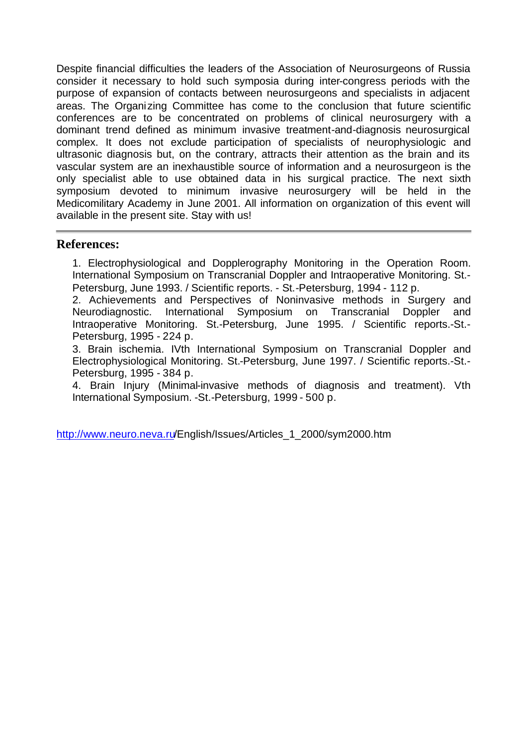Despite financial difficulties the leaders of the Association of Neurosurgeons of Russia consider it necessary to hold such symposia during inter-congress periods with the purpose of expansion of contacts between neurosurgeons and specialists in adjacent areas. The Organizing Committee has come to the conclusion that future scientific conferences are to be concentrated on problems of clinical neurosurgery with a dominant trend defined as minimum invasive treatment-and-diagnosis neurosurgical complex. It does not exclude participation of specialists of neurophysiologic and ultrasonic diagnosis but, on the contrary, attracts their attention as the brain and its vascular system are an inexhaustible source of information and a neurosurgeon is the only specialist able to use obtained data in his surgical practice. The next sixth symposium devoted to minimum invasive neurosurgery will be held in the Medicomilitary Academy in June 2001. All information on organization of this event will available in the present site. Stay with us!

---

## References:

1. Electrophysiological and Dopplerography Monitoring in the Operation Room. International Symposium on Transcranial Doppler and Intraoperative Monitoring. St.-Petersburg, June 1993. / Scientific reports. - St.-Petersburg, 1994 - 112 p.
2. Achievements and Perspectives of Noninvasive methods in Surgery and Neurodiagnostic. International Symposium on Transcranial Doppler and Intraoperative Monitoring. St.-Petersburg, June 1995. / Scientific reports.-St.-Petersburg, 1995 - 224 p.
3. Brain ischemia. IVth International Symposium on Transcranial Doppler and Electrophysiological Monitoring. St.-Petersburg, June 1997. / Scientific reports.-St.-Petersburg, 1995 - 384 p.
4. Brain Injury (Minimal-invasive methods of diagnosis and treatment). Vth International Symposium. -St.-Petersburg, 1999 - 500 p.

http://www.neuro.neva.ru/English/Issues/Articles_1_2000/sym2000.htm